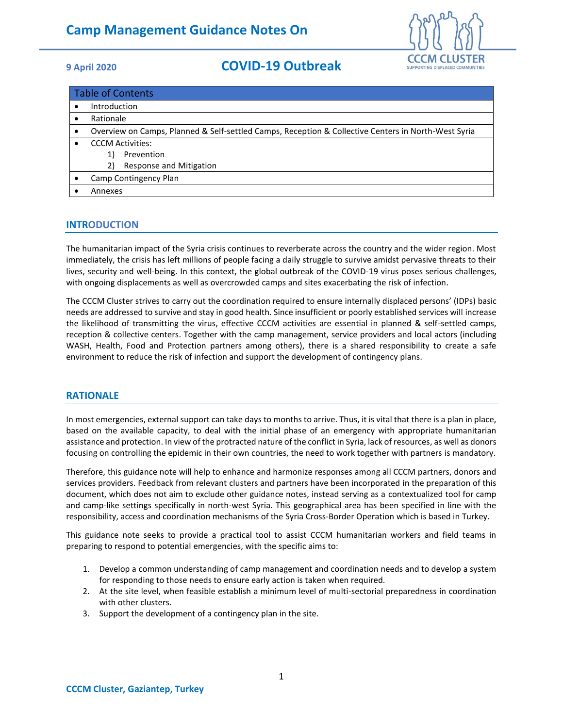# Camp Management Guidance Notes On

**9 April 2020**

# COVID-19 Outbreak

| Table of Contents |
|---|
| • Introduction |
| • Rationale |
| • Overview on Camps, Planned & Self-settled Camps, Reception & Collective Centers in North-West Syria |
| • CCCM Activities:<br>1) Prevention<br>2) Response and Mitigation |
| • Camp Contingency Plan |
| • Annexes |

## INTRODUCTION

The humanitarian impact of the Syria crisis continues to reverberate across the country and the wider region. Most immediately, the crisis has left millions of people facing a daily struggle to survive amidst pervasive threats to their lives, security and well-being. In this context, the global outbreak of the COVID-19 virus poses serious challenges, with ongoing displacements as well as overcrowded camps and sites exacerbating the risk of infection.

The CCCM Cluster strives to carry out the coordination required to ensure internally displaced persons' (IDPs) basic needs are addressed to survive and stay in good health. Since insufficient or poorly established services will increase the likelihood of transmitting the virus, effective CCCM activities are essential in planned & self-settled camps, reception & collective centers. Together with the camp management, service providers and local actors (including WASH, Health, Food and Protection partners among others), there is a shared responsibility to create a safe environment to reduce the risk of infection and support the development of contingency plans.

## RATIONALE

In most emergencies, external support can take days to months to arrive. Thus, it is vital that there is a plan in place, based on the available capacity, to deal with the initial phase of an emergency with appropriate humanitarian assistance and protection. In view of the protracted nature of the conflict in Syria, lack of resources, as well as donors focusing on controlling the epidemic in their own countries, the need to work together with partners is mandatory.

Therefore, this guidance note will help to enhance and harmonize responses among all CCCM partners, donors and services providers. Feedback from relevant clusters and partners have been incorporated in the preparation of this document, which does not aim to exclude other guidance notes, instead serving as a contextualized tool for camp and camp-like settings specifically in north-west Syria. This geographical area has been specified in line with the responsibility, access and coordination mechanisms of the Syria Cross-Border Operation which is based in Turkey.

This guidance note seeks to provide a practical tool to assist CCCM humanitarian workers and field teams in preparing to respond to potential emergencies, with the specific aims to:

1. Develop a common understanding of camp management and coordination needs and to develop a system for responding to those needs to ensure early action is taken when required.
2. At the site level, when feasible establish a minimum level of multi-sectorial preparedness in coordination with other clusters.
3. Support the development of a contingency plan in the site.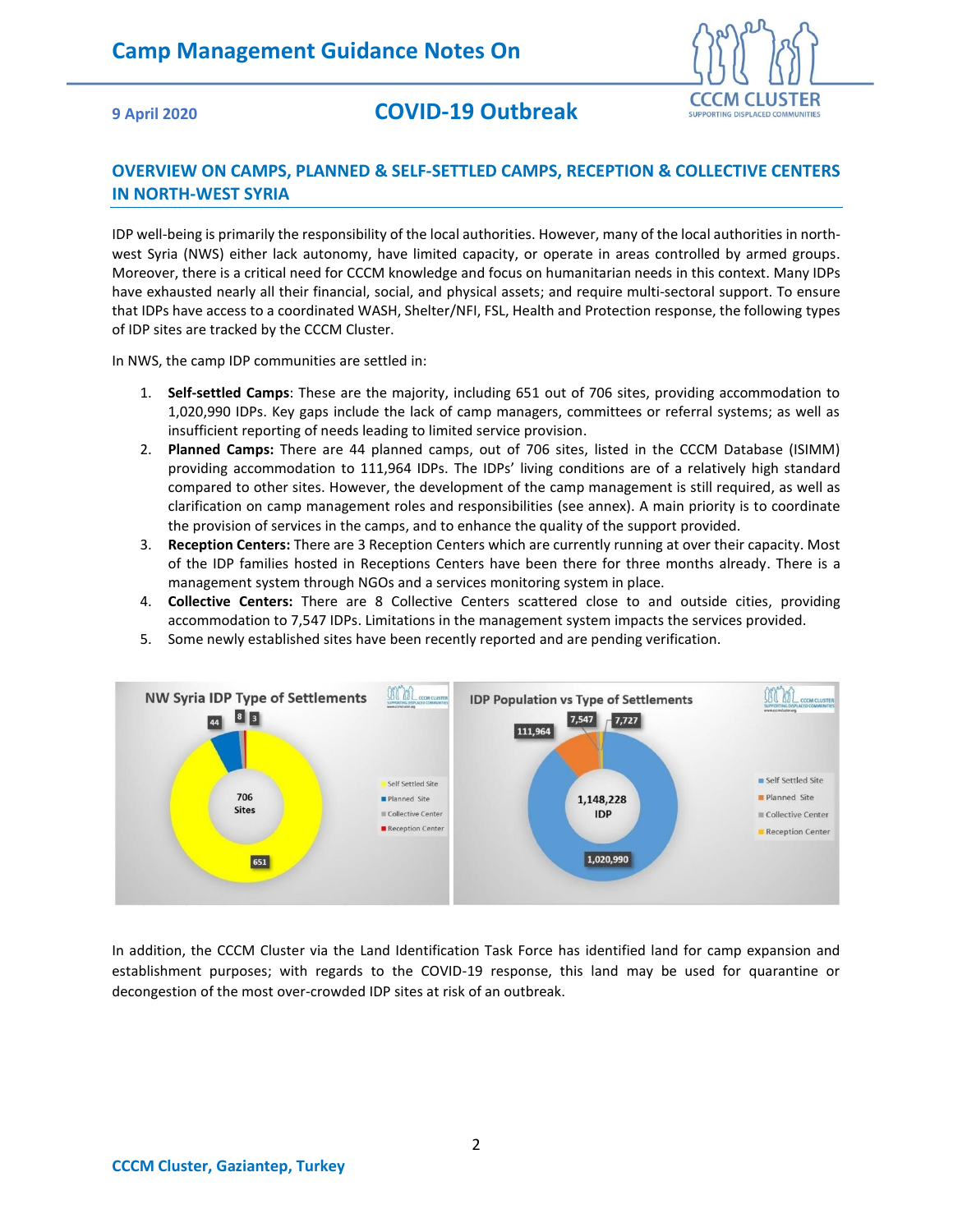## OVERVIEW ON CAMPS, PLANNED & SELF-SETTLED CAMPS, RECEPTION & COLLECTIVE CENTERS IN NORTH-WEST SYRIA

IDP well-being is primarily the responsibility of the local authorities. However, many of the local authorities in north-west Syria (NWS) either lack autonomy, have limited capacity, or operate in areas controlled by armed groups. Moreover, there is a critical need for CCCM knowledge and focus on humanitarian needs in this context. Many IDPs have exhausted nearly all their financial, social, and physical assets; and require multi-sectoral support. To ensure that IDPs have access to a coordinated WASH, Shelter/NFI, FSL, Health and Protection response, the following types of IDP sites are tracked by the CCCM Cluster.

In NWS, the camp IDP communities are settled in:

1. **Self-settled Camps**: These are the majority, including 651 out of 706 sites, providing accommodation to 1,020,990 IDPs. Key gaps include the lack of camp managers, committees or referral systems; as well as insufficient reporting of needs leading to limited service provision.
2. **Planned Camps:** There are 44 planned camps, out of 706 sites, listed in the CCCM Database (ISIMM) providing accommodation to 111,964 IDPs. The IDPs' living conditions are of a relatively high standard compared to other sites. However, the development of the camp management is still required, as well as clarification on camp management roles and responsibilities (see annex). A main priority is to coordinate the provision of services in the camps, and to enhance the quality of the support provided.
3. **Reception Centers:** There are 3 Reception Centers which are currently running at over their capacity. Most of the IDP families hosted in Receptions Centers have been there for three months already. There is a management system through NGOs and a services monitoring system in place.
4. **Collective Centers:** There are 8 Collective Centers scattered close to and outside cities, providing accommodation to 7,547 IDPs. Limitations in the management system impacts the services provided.
5. Some newly established sites have been recently reported and are pending verification.

**NW Syria IDP Type of Settlements**

| Type | Sites |
|---|---|
| Self Settled Site | 651 |
| Planned Site | 44 |
| Collective Center | 8 |
| Reception Center | 3 |
| Total | 706 Sites |

**IDP Population vs Type of Settlements**

| Type | IDP |
|---|---|
| Self Settled Site | 1,020,990 |
| Planned Site | 111,964 |
| Collective Center | 7,547 |
| Reception Center | 7,727 |
| Total | 1,148,228 IDP |

In addition, the CCCM Cluster via the Land Identification Task Force has identified land for camp expansion and establishment purposes; with regards to the COVID-19 response, this land may be used for quarantine or decongestion of the most over-crowded IDP sites at risk of an outbreak.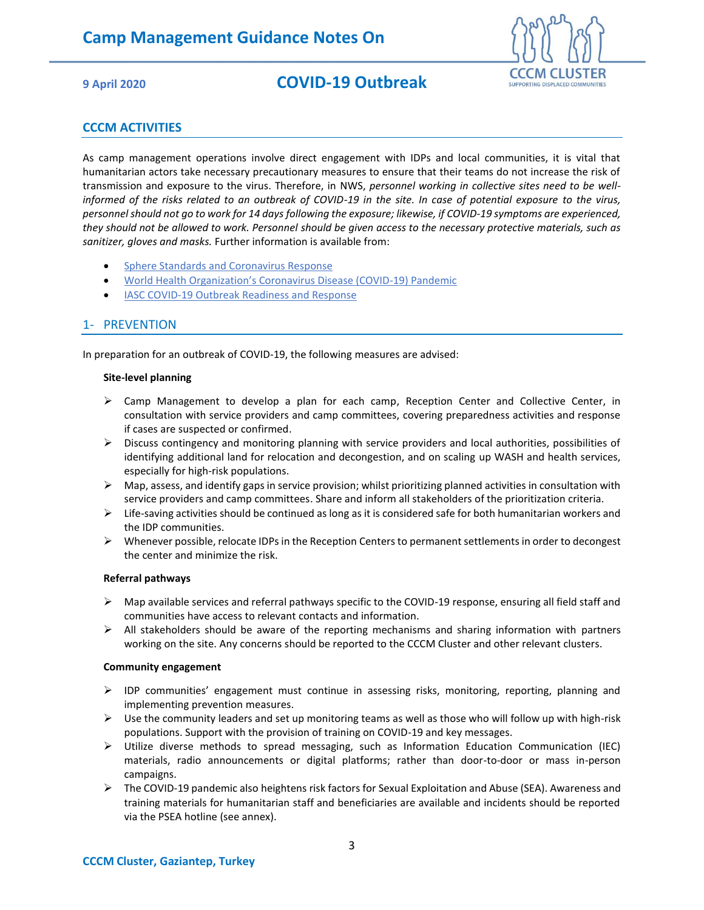## CCCM ACTIVITIES

As camp management operations involve direct engagement with IDPs and local communities, it is vital that humanitarian actors take necessary precautionary measures to ensure that their teams do not increase the risk of transmission and exposure to the virus. Therefore, in NWS, *personnel working in collective sites need to be well-informed of the risks related to an outbreak of COVID-19 in the site. In case of potential exposure to the virus, personnel should not go to work for 14 days following the exposure; likewise, if COVID-19 symptoms are experienced, they should not be allowed to work. Personnel should be given access to the necessary protective materials, such as sanitizer, gloves and masks.* Further information is available from:

- Sphere Standards and Coronavirus Response
- World Health Organization's Coronavirus Disease (COVID-19) Pandemic
- IASC COVID-19 Outbreak Readiness and Response

## 1- PREVENTION

In preparation for an outbreak of COVID-19, the following measures are advised:

**Site-level planning**

- Camp Management to develop a plan for each camp, Reception Center and Collective Center, in consultation with service providers and camp committees, covering preparedness activities and response if cases are suspected or confirmed.
- Discuss contingency and monitoring planning with service providers and local authorities, possibilities of identifying additional land for relocation and decongestion, and on scaling up WASH and health services, especially for high-risk populations.
- Map, assess, and identify gaps in service provision; whilst prioritizing planned activities in consultation with service providers and camp committees. Share and inform all stakeholders of the prioritization criteria.
- Life-saving activities should be continued as long as it is considered safe for both humanitarian workers and the IDP communities.
- Whenever possible, relocate IDPs in the Reception Centers to permanent settlements in order to decongest the center and minimize the risk.

**Referral pathways**

- Map available services and referral pathways specific to the COVID-19 response, ensuring all field staff and communities have access to relevant contacts and information.
- All stakeholders should be aware of the reporting mechanisms and sharing information with partners working on the site. Any concerns should be reported to the CCCM Cluster and other relevant clusters.

**Community engagement**

- IDP communities' engagement must continue in assessing risks, monitoring, reporting, planning and implementing prevention measures.
- Use the community leaders and set up monitoring teams as well as those who will follow up with high-risk populations. Support with the provision of training on COVID-19 and key messages.
- Utilize diverse methods to spread messaging, such as Information Education Communication (IEC) materials, radio announcements or digital platforms; rather than door-to-door or mass in-person campaigns.
- The COVID-19 pandemic also heightens risk factors for Sexual Exploitation and Abuse (SEA). Awareness and training materials for humanitarian staff and beneficiaries are available and incidents should be reported via the PSEA hotline (see annex).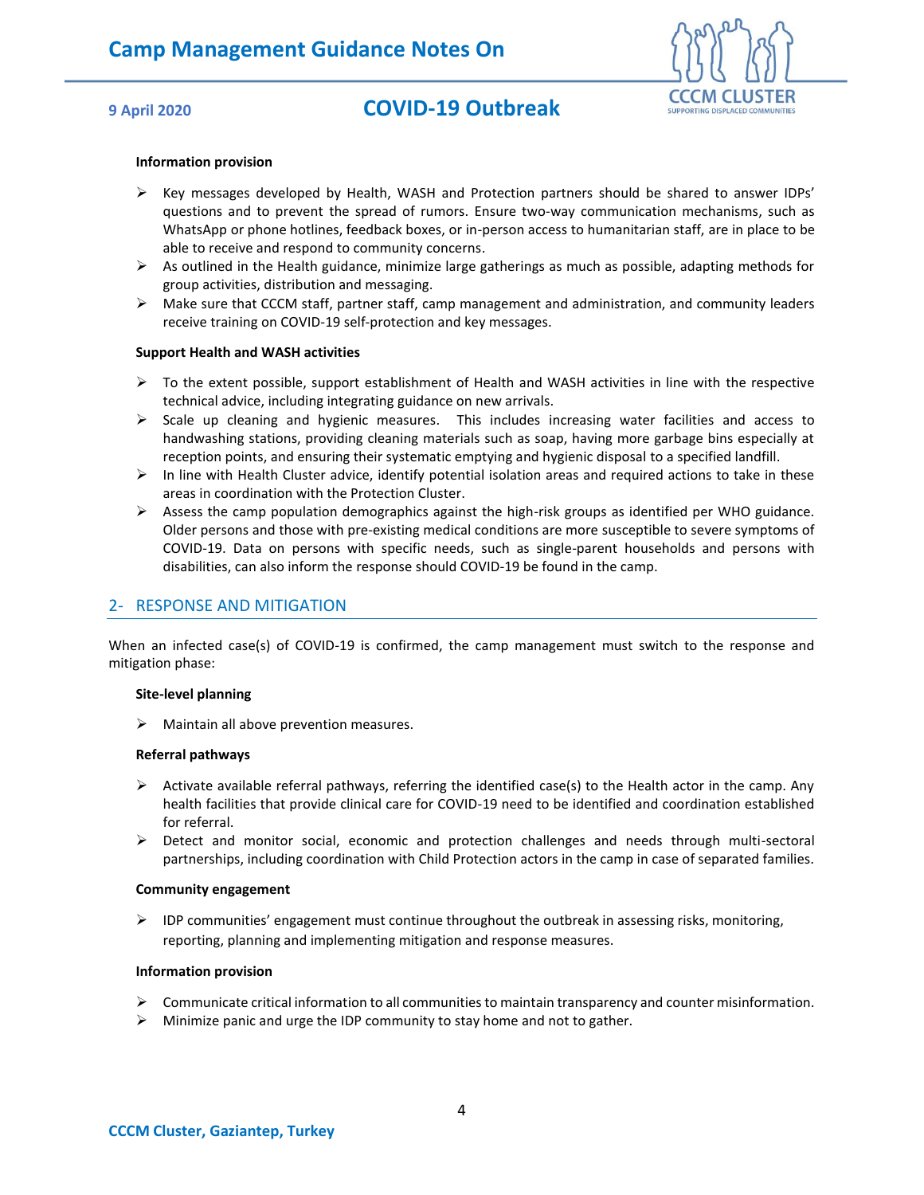**Information provision**

- Key messages developed by Health, WASH and Protection partners should be shared to answer IDPs' questions and to prevent the spread of rumors. Ensure two-way communication mechanisms, such as WhatsApp or phone hotlines, feedback boxes, or in-person access to humanitarian staff, are in place to be able to receive and respond to community concerns.
- As outlined in the Health guidance, minimize large gatherings as much as possible, adapting methods for group activities, distribution and messaging.
- Make sure that CCCM staff, partner staff, camp management and administration, and community leaders receive training on COVID-19 self-protection and key messages.

**Support Health and WASH activities**

- To the extent possible, support establishment of Health and WASH activities in line with the respective technical advice, including integrating guidance on new arrivals.
- Scale up cleaning and hygienic measures. This includes increasing water facilities and access to handwashing stations, providing cleaning materials such as soap, having more garbage bins especially at reception points, and ensuring their systematic emptying and hygienic disposal to a specified landfill.
- In line with Health Cluster advice, identify potential isolation areas and required actions to take in these areas in coordination with the Protection Cluster.
- Assess the camp population demographics against the high-risk groups as identified per WHO guidance. Older persons and those with pre-existing medical conditions are more susceptible to severe symptoms of COVID-19. Data on persons with specific needs, such as single-parent households and persons with disabilities, can also inform the response should COVID-19 be found in the camp.

## 2- RESPONSE AND MITIGATION

When an infected case(s) of COVID-19 is confirmed, the camp management must switch to the response and mitigation phase:

**Site-level planning**

- Maintain all above prevention measures.

**Referral pathways**

- Activate available referral pathways, referring the identified case(s) to the Health actor in the camp. Any health facilities that provide clinical care for COVID-19 need to be identified and coordination established for referral.
- Detect and monitor social, economic and protection challenges and needs through multi-sectoral partnerships, including coordination with Child Protection actors in the camp in case of separated families.

**Community engagement**

- IDP communities' engagement must continue throughout the outbreak in assessing risks, monitoring, reporting, planning and implementing mitigation and response measures.

**Information provision**

- Communicate critical information to all communities to maintain transparency and counter misinformation.
- Minimize panic and urge the IDP community to stay home and not to gather.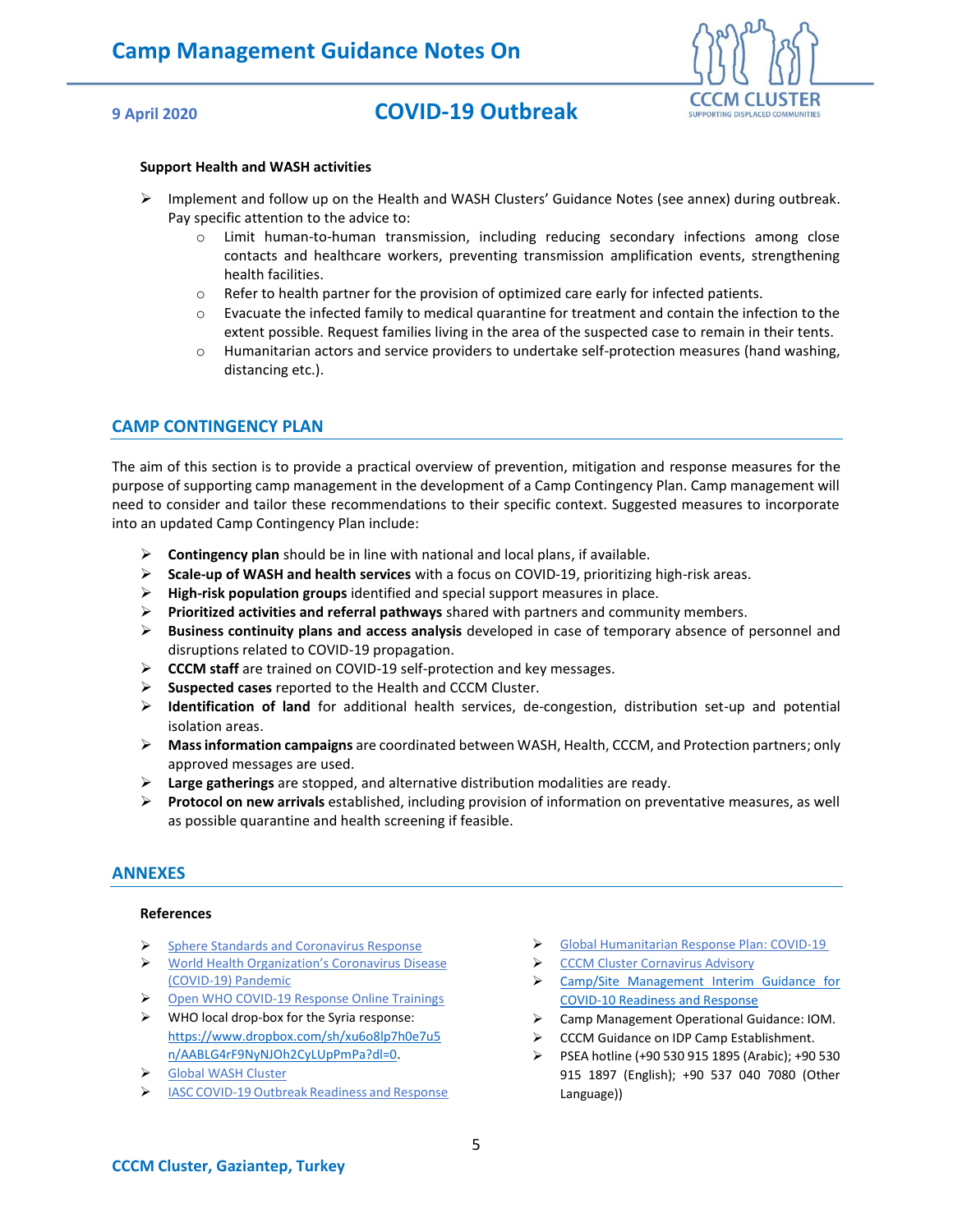**Support Health and WASH activities**

- Implement and follow up on the Health and WASH Clusters' Guidance Notes (see annex) during outbreak. Pay specific attention to the advice to:
  - Limit human-to-human transmission, including reducing secondary infections among close contacts and healthcare workers, preventing transmission amplification events, strengthening health facilities.
  - Refer to health partner for the provision of optimized care early for infected patients.
  - Evacuate the infected family to medical quarantine for treatment and contain the infection to the extent possible. Request families living in the area of the suspected case to remain in their tents.
  - Humanitarian actors and service providers to undertake self-protection measures (hand washing, distancing etc.).

## CAMP CONTINGENCY PLAN

The aim of this section is to provide a practical overview of prevention, mitigation and response measures for the purpose of supporting camp management in the development of a Camp Contingency Plan. Camp management will need to consider and tailor these recommendations to their specific context. Suggested measures to incorporate into an updated Camp Contingency Plan include:

- **Contingency plan** should be in line with national and local plans, if available.
- **Scale-up of WASH and health services** with a focus on COVID-19, prioritizing high-risk areas.
- **High-risk population groups** identified and special support measures in place.
- **Prioritized activities and referral pathways** shared with partners and community members.
- **Business continuity plans and access analysis** developed in case of temporary absence of personnel and disruptions related to COVID-19 propagation.
- **CCCM staff** are trained on COVID-19 self-protection and key messages.
- **Suspected cases** reported to the Health and CCCM Cluster.
- **Identification of land** for additional health services, de-congestion, distribution set-up and potential isolation areas.
- **Mass information campaigns** are coordinated between WASH, Health, CCCM, and Protection partners; only approved messages are used.
- **Large gatherings** are stopped, and alternative distribution modalities are ready.
- **Protocol on new arrivals** established, including provision of information on preventative measures, as well as possible quarantine and health screening if feasible.

## ANNEXES

**References**

- Sphere Standards and Coronavirus Response
- World Health Organization's Coronavirus Disease (COVID-19) Pandemic
- Open WHO COVID-19 Response Online Trainings
- WHO local drop-box for the Syria response: https://www.dropbox.com/sh/xu6o8lp7h0e7u5n/AABLG4rF9NyNJOh2CyLUpPmPa?dl=0.
- Global WASH Cluster
- IASC COVID-19 Outbreak Readiness and Response
- Global Humanitarian Response Plan: COVID-19
- CCCM Cluster Cornavirus Advisory
- Camp/Site Management Interim Guidance for COVID-10 Readiness and Response
- Camp Management Operational Guidance: IOM.
- CCCM Guidance on IDP Camp Establishment.
- PSEA hotline (+90 530 915 1895 (Arabic); +90 530 915 1897 (English); +90 537 040 7080 (Other Language))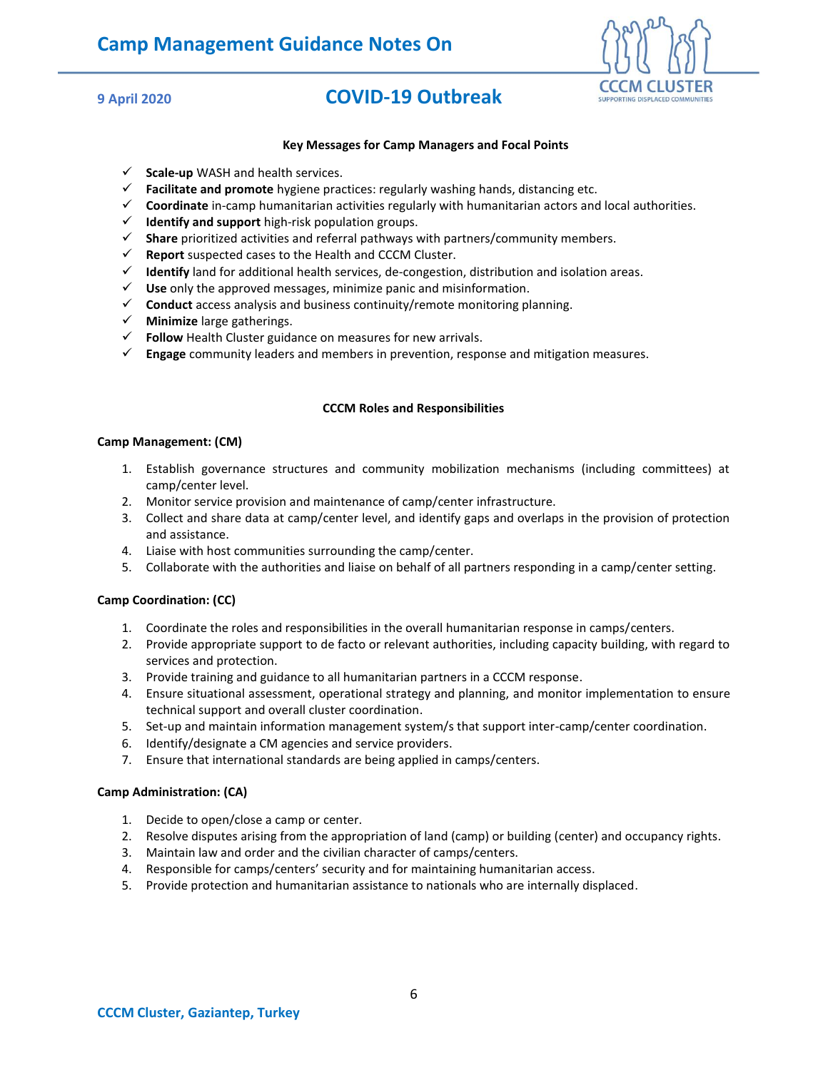**Key Messages for Camp Managers and Focal Points**

- ✓ **Scale-up** WASH and health services.
- ✓ **Facilitate and promote** hygiene practices: regularly washing hands, distancing etc.
- ✓ **Coordinate** in-camp humanitarian activities regularly with humanitarian actors and local authorities.
- ✓ **Identify and support** high-risk population groups.
- ✓ **Share** prioritized activities and referral pathways with partners/community members.
- ✓ **Report** suspected cases to the Health and CCCM Cluster.
- ✓ **Identify** land for additional health services, de-congestion, distribution and isolation areas.
- ✓ **Use** only the approved messages, minimize panic and misinformation.
- ✓ **Conduct** access analysis and business continuity/remote monitoring planning.
- ✓ **Minimize** large gatherings.
- ✓ **Follow** Health Cluster guidance on measures for new arrivals.
- ✓ **Engage** community leaders and members in prevention, response and mitigation measures.

**CCCM Roles and Responsibilities**

**Camp Management: (CM)**

1. Establish governance structures and community mobilization mechanisms (including committees) at camp/center level.
2. Monitor service provision and maintenance of camp/center infrastructure.
3. Collect and share data at camp/center level, and identify gaps and overlaps in the provision of protection and assistance.
4. Liaise with host communities surrounding the camp/center.
5. Collaborate with the authorities and liaise on behalf of all partners responding in a camp/center setting.

**Camp Coordination: (CC)**

1. Coordinate the roles and responsibilities in the overall humanitarian response in camps/centers.
2. Provide appropriate support to de facto or relevant authorities, including capacity building, with regard to services and protection.
3. Provide training and guidance to all humanitarian partners in a CCCM response.
4. Ensure situational assessment, operational strategy and planning, and monitor implementation to ensure technical support and overall cluster coordination.
5. Set-up and maintain information management system/s that support inter-camp/center coordination.
6. Identify/designate a CM agencies and service providers.
7. Ensure that international standards are being applied in camps/centers.

**Camp Administration: (CA)**

1. Decide to open/close a camp or center.
2. Resolve disputes arising from the appropriation of land (camp) or building (center) and occupancy rights.
3. Maintain law and order and the civilian character of camps/centers.
4. Responsible for camps/centers' security and for maintaining humanitarian access.
5. Provide protection and humanitarian assistance to nationals who are internally displaced.